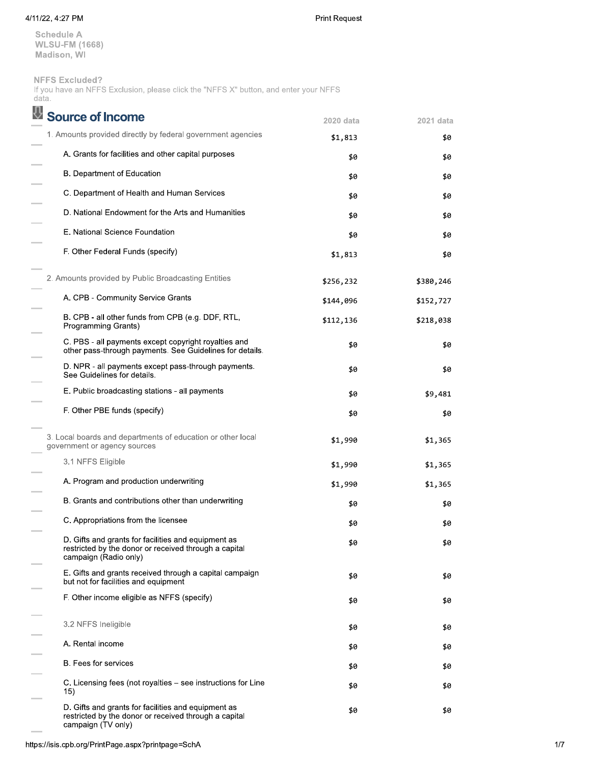Schedule A
WLSU-FM (1668)
Madison, WI

**NFFS Excluded?**
If you have an NFFS Exclusion, please click the "NFFS X" button, and enter your NFFS data.

## Source of Income

| Source of Income | 2020 data | 2021 data |
|---|---|---|
| 1. Amounts provided directly by federal government agencies | $1,813 | $0 |
| A. Grants for facilities and other capital purposes | $0 | $0 |
| B. Department of Education | $0 | $0 |
| C. Department of Health and Human Services | $0 | $0 |
| D. National Endowment for the Arts and Humanities | $0 | $0 |
| E. National Science Foundation | $0 | $0 |
| F. Other Federal Funds (specify) | $1,813 | $0 |
| 2. Amounts provided by Public Broadcasting Entities | $256,232 | $380,246 |
| A. CPB - Community Service Grants | $144,096 | $152,727 |
| B. CPB - all other funds from CPB (e.g. DDF, RTL, Programming Grants) | $112,136 | $218,038 |
| C. PBS - all payments except copyright royalties and other pass-through payments. See Guidelines for details. | $0 | $0 |
| D. NPR - all payments except pass-through payments. See Guidelines for details. | $0 | $0 |
| E. Public broadcasting stations - all payments | $0 | $9,481 |
| F. Other PBE funds (specify) | $0 | $0 |
| 3. Local boards and departments of education or other local government or agency sources | $1,990 | $1,365 |
| 3.1 NFFS Eligible | $1,990 | $1,365 |
| A. Program and production underwriting | $1,990 | $1,365 |
| B. Grants and contributions other than underwriting | $0 | $0 |
| C. Appropriations from the licensee | $0 | $0 |
| D. Gifts and grants for facilities and equipment as restricted by the donor or received through a capital campaign (Radio only) | $0 | $0 |
| E. Gifts and grants received through a capital campaign but not for facilities and equipment | $0 | $0 |
| F. Other income eligible as NFFS (specify) | $0 | $0 |
| 3.2 NFFS Ineligible | $0 | $0 |
| A. Rental income | $0 | $0 |
| B. Fees for services | $0 | $0 |
| C. Licensing fees (not royalties – see instructions for Line 15) | $0 | $0 |
| D. Gifts and grants for facilities and equipment as restricted by the donor or received through a capital campaign (TV only) | $0 | $0 |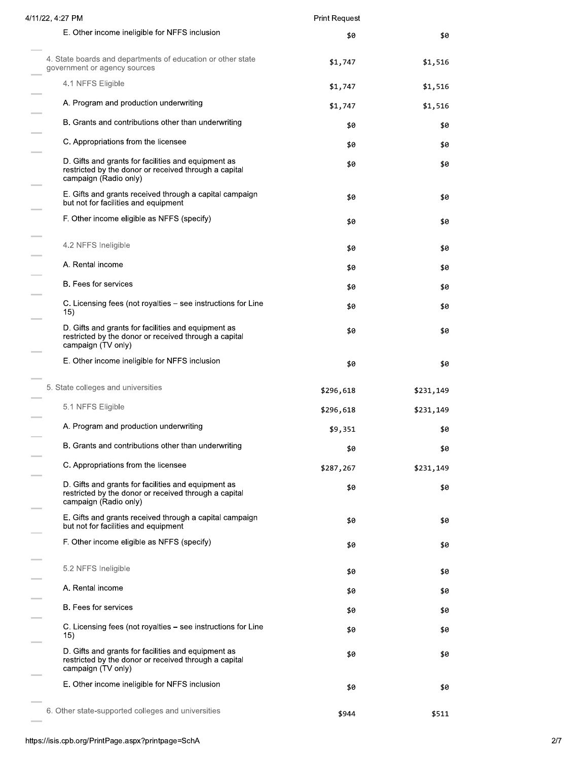| | | |
|---|---|---|
| E. Other income ineligible for NFFS inclusion | $0 | $0 |
| 4. State boards and departments of education or other state government or agency sources | $1,747 | $1,516 |
| 4.1 NFFS Eligible | $1,747 | $1,516 |
| A. Program and production underwriting | $1,747 | $1,516 |
| B. Grants and contributions other than underwriting | $0 | $0 |
| C. Appropriations from the licensee | $0 | $0 |
| D. Gifts and grants for facilities and equipment as restricted by the donor or received through a capital campaign (Radio only) | $0 | $0 |
| E. Gifts and grants received through a capital campaign but not for facilities and equipment | $0 | $0 |
| F. Other income eligible as NFFS (specify) | $0 | $0 |
| 4.2 NFFS Ineligible | $0 | $0 |
| A. Rental income | $0 | $0 |
| B. Fees for services | $0 | $0 |
| C. Licensing fees (not royalties – see instructions for Line 15) | $0 | $0 |
| D. Gifts and grants for facilities and equipment as restricted by the donor or received through a capital campaign (TV only) | $0 | $0 |
| E. Other income ineligible for NFFS inclusion | $0 | $0 |
| 5. State colleges and universities | $296,618 | $231,149 |
| 5.1 NFFS Eligible | $296,618 | $231,149 |
| A. Program and production underwriting | $9,351 | $0 |
| B. Grants and contributions other than underwriting | $0 | $0 |
| C. Appropriations from the licensee | $287,267 | $231,149 |
| D. Gifts and grants for facilities and equipment as restricted by the donor or received through a capital campaign (Radio only) | $0 | $0 |
| E. Gifts and grants received through a capital campaign but not for facilities and equipment | $0 | $0 |
| F. Other income eligible as NFFS (specify) | $0 | $0 |
| 5.2 NFFS Ineligible | $0 | $0 |
| A. Rental income | $0 | $0 |
| B. Fees for services | $0 | $0 |
| C. Licensing fees (not royalties – see instructions for Line 15) | $0 | $0 |
| D. Gifts and grants for facilities and equipment as restricted by the donor or received through a capital campaign (TV only) | $0 | $0 |
| E. Other income ineligible for NFFS inclusion | $0 | $0 |
| 6. Other state-supported colleges and universities | $944 | $511 |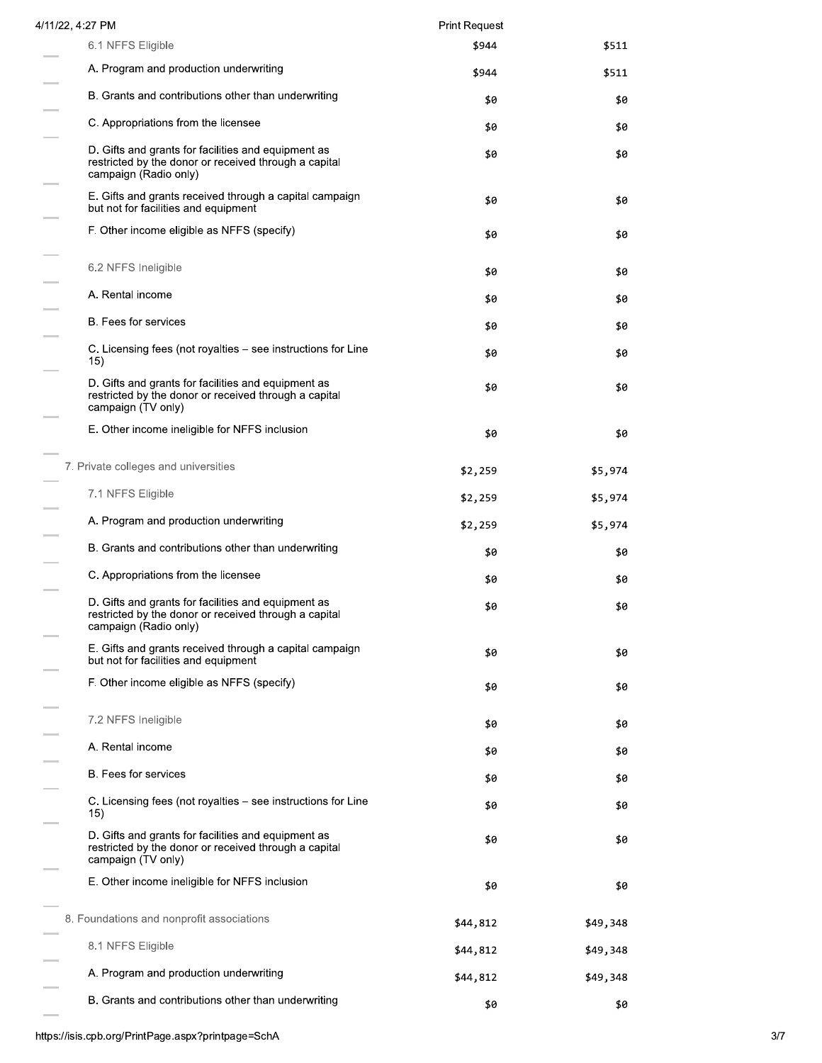| | | |
|---|---|---|
| 6.1 NFFS Eligible | $944 | $511 |
| A. Program and production underwriting | $944 | $511 |
| B. Grants and contributions other than underwriting | $0 | $0 |
| C. Appropriations from the licensee | $0 | $0 |
| D. Gifts and grants for facilities and equipment as restricted by the donor or received through a capital campaign (Radio only) | $0 | $0 |
| E. Gifts and grants received through a capital campaign but not for facilities and equipment | $0 | $0 |
| F. Other income eligible as NFFS (specify) | $0 | $0 |
| 6.2 NFFS Ineligible | $0 | $0 |
| A. Rental income | $0 | $0 |
| B. Fees for services | $0 | $0 |
| C. Licensing fees (not royalties – see instructions for Line 15) | $0 | $0 |
| D. Gifts and grants for facilities and equipment as restricted by the donor or received through a capital campaign (TV only) | $0 | $0 |
| E. Other income ineligible for NFFS inclusion | $0 | $0 |
| 7. Private colleges and universities | $2,259 | $5,974 |
| 7.1 NFFS Eligible | $2,259 | $5,974 |
| A. Program and production underwriting | $2,259 | $5,974 |
| B. Grants and contributions other than underwriting | $0 | $0 |
| C. Appropriations from the licensee | $0 | $0 |
| D. Gifts and grants for facilities and equipment as restricted by the donor or received through a capital campaign (Radio only) | $0 | $0 |
| E. Gifts and grants received through a capital campaign but not for facilities and equipment | $0 | $0 |
| F. Other income eligible as NFFS (specify) | $0 | $0 |
| 7.2 NFFS Ineligible | $0 | $0 |
| A. Rental income | $0 | $0 |
| B. Fees for services | $0 | $0 |
| C. Licensing fees (not royalties – see instructions for Line 15) | $0 | $0 |
| D. Gifts and grants for facilities and equipment as restricted by the donor or received through a capital campaign (TV only) | $0 | $0 |
| E. Other income ineligible for NFFS inclusion | $0 | $0 |
| 8. Foundations and nonprofit associations | $44,812 | $49,348 |
| 8.1 NFFS Eligible | $44,812 | $49,348 |
| A. Program and production underwriting | $44,812 | $49,348 |
| B. Grants and contributions other than underwriting | $0 | $0 |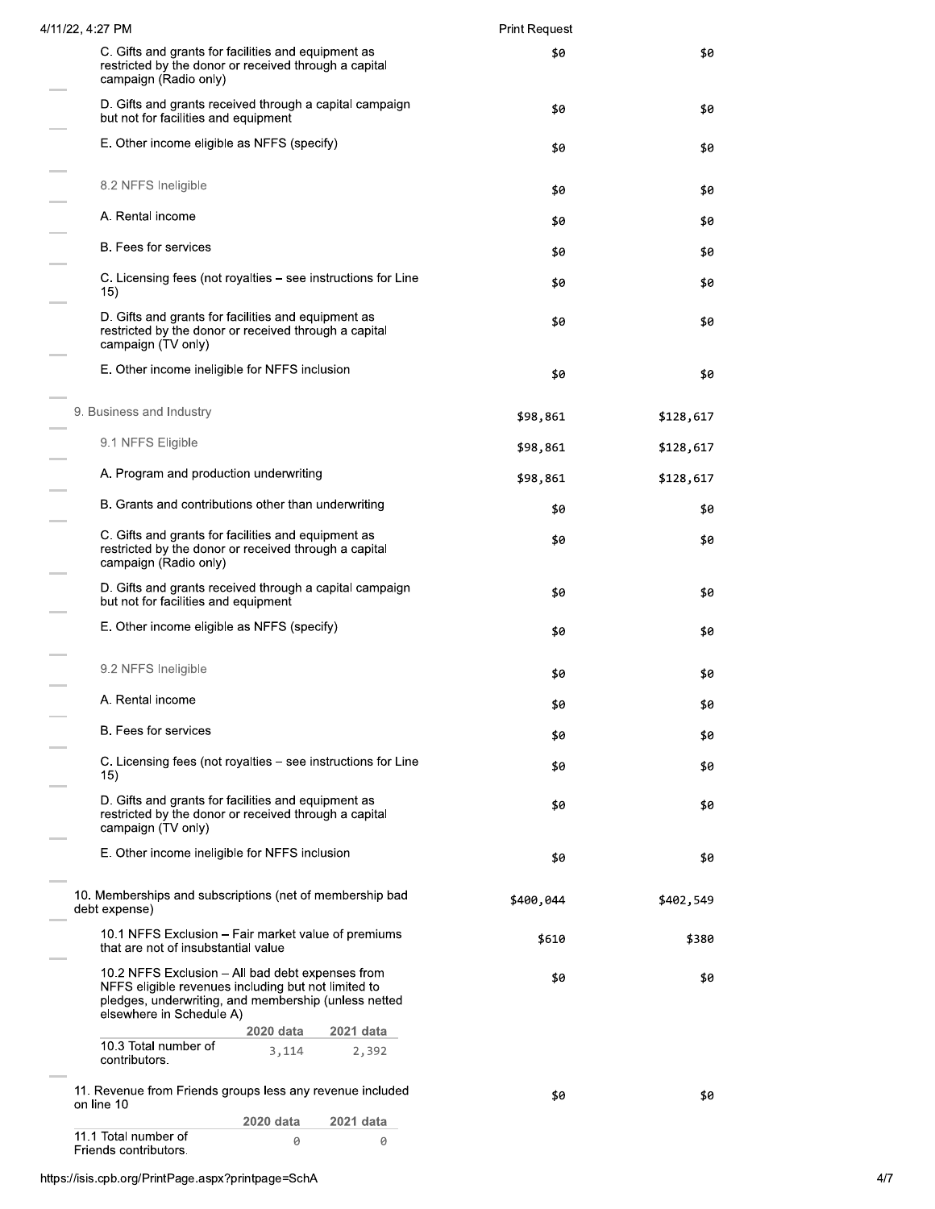| Line | | |
|---|---|---|
| C. Gifts and grants for facilities and equipment as restricted by the donor or received through a capital campaign (Radio only) | $0 | $0 |
| D. Gifts and grants received through a capital campaign but not for facilities and equipment | $0 | $0 |
| E. Other income eligible as NFFS (specify) | $0 | $0 |
| 8.2 NFFS Ineligible | $0 | $0 |
| A. Rental income | $0 | $0 |
| B. Fees for services | $0 | $0 |
| C. Licensing fees (not royalties – see instructions for Line 15) | $0 | $0 |
| D. Gifts and grants for facilities and equipment as restricted by the donor or received through a capital campaign (TV only) | $0 | $0 |
| E. Other income ineligible for NFFS inclusion | $0 | $0 |
| 9. Business and Industry | $98,861 | $128,617 |
| 9.1 NFFS Eligible | $98,861 | $128,617 |
| A. Program and production underwriting | $98,861 | $128,617 |
| B. Grants and contributions other than underwriting | $0 | $0 |
| C. Gifts and grants for facilities and equipment as restricted by the donor or received through a capital campaign (Radio only) | $0 | $0 |
| D. Gifts and grants received through a capital campaign but not for facilities and equipment | $0 | $0 |
| E. Other income eligible as NFFS (specify) | $0 | $0 |
| 9.2 NFFS Ineligible | $0 | $0 |
| A. Rental income | $0 | $0 |
| B. Fees for services | $0 | $0 |
| C. Licensing fees (not royalties – see instructions for Line 15) | $0 | $0 |
| D. Gifts and grants for facilities and equipment as restricted by the donor or received through a capital campaign (TV only) | $0 | $0 |
| E. Other income ineligible for NFFS inclusion | $0 | $0 |
| 10. Memberships and subscriptions (net of membership bad debt expense) | $400,044 | $402,549 |
| 10.1 NFFS Exclusion – Fair market value of premiums that are not of insubstantial value | $610 | $380 |
| 10.2 NFFS Exclusion – All bad debt expenses from NFFS eligible revenues including but not limited to pledges, underwriting, and membership (unless netted elsewhere in Schedule A) | $0 | $0 |

| | 2020 data | 2021 data |
|---|---|---|
| 10.3 Total number of contributors. | 3,114 | 2,392 |

| Line | | |
|---|---|---|
| 11. Revenue from Friends groups less any revenue included on line 10 | $0 | $0 |

| | 2020 data | 2021 data |
|---|---|---|
| 11.1 Total number of Friends contributors. | 0 | 0 |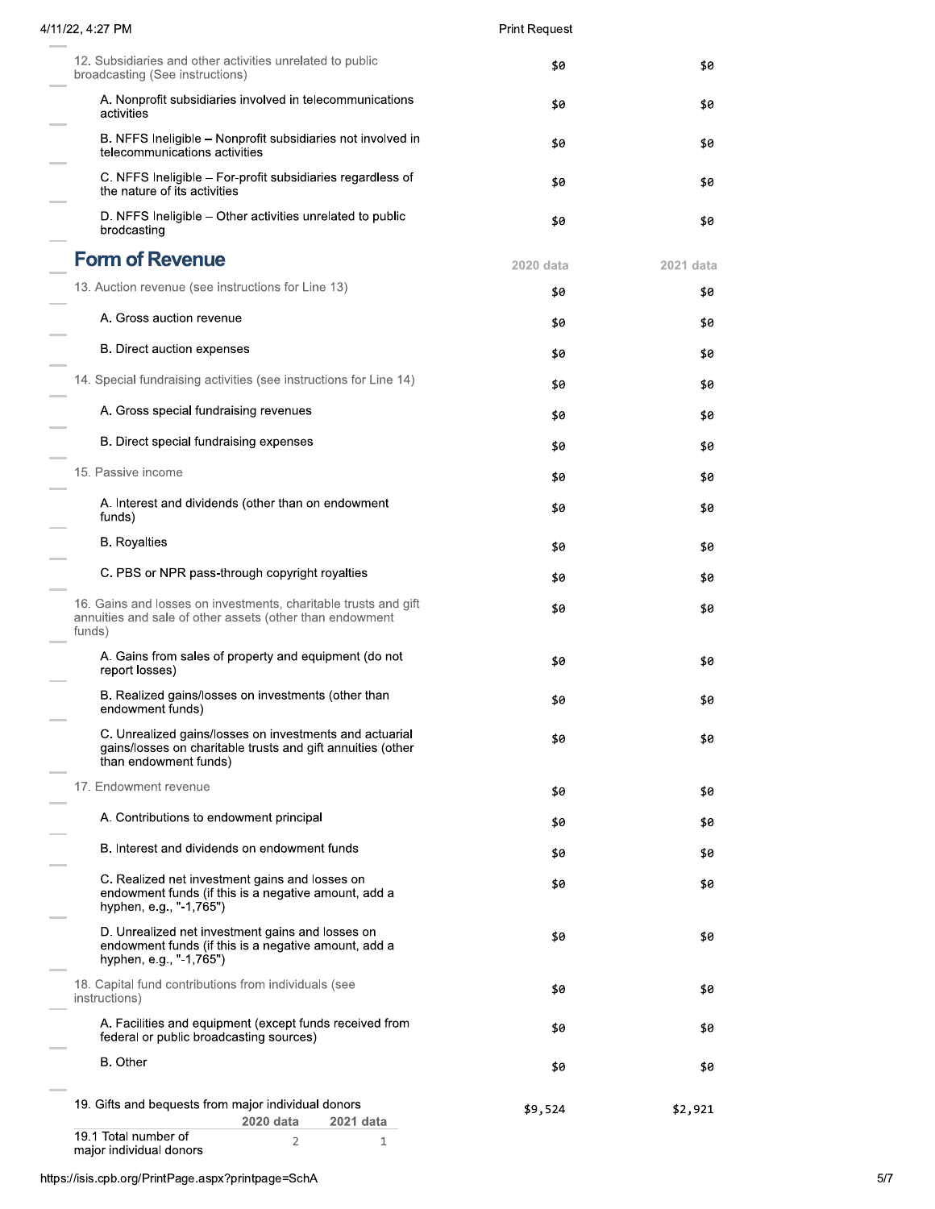| | | |
|---|---|---|
| 12. Subsidiaries and other activities unrelated to public broadcasting (See instructions) | $0 | $0 |
| A. Nonprofit subsidiaries involved in telecommunications activities | $0 | $0 |
| B. NFFS Ineligible – Nonprofit subsidiaries not involved in telecommunications activities | $0 | $0 |
| C. NFFS Ineligible – For-profit subsidiaries regardless of the nature of its activities | $0 | $0 |
| D. NFFS Ineligible – Other activities unrelated to public brodcasting | $0 | $0 |

## Form of Revenue

| | 2020 data | 2021 data |
|---|---|---|
| 13. Auction revenue (see instructions for Line 13) | $0 | $0 |
| A. Gross auction revenue | $0 | $0 |
| B. Direct auction expenses | $0 | $0 |
| 14. Special fundraising activities (see instructions for Line 14) | $0 | $0 |
| A. Gross special fundraising revenues | $0 | $0 |
| B. Direct special fundraising expenses | $0 | $0 |
| 15. Passive income | $0 | $0 |
| A. Interest and dividends (other than on endowment funds) | $0 | $0 |
| B. Royalties | $0 | $0 |
| C. PBS or NPR pass-through copyright royalties | $0 | $0 |
| 16. Gains and losses on investments, charitable trusts and gift annuities and sale of other assets (other than endowment funds) | $0 | $0 |
| A. Gains from sales of property and equipment (do not report losses) | $0 | $0 |
| B. Realized gains/losses on investments (other than endowment funds) | $0 | $0 |
| C. Unrealized gains/losses on investments and actuarial gains/losses on charitable trusts and gift annuities (other than endowment funds) | $0 | $0 |
| 17. Endowment revenue | $0 | $0 |
| A. Contributions to endowment principal | $0 | $0 |
| B. Interest and dividends on endowment funds | $0 | $0 |
| C. Realized net investment gains and losses on endowment funds (if this is a negative amount, add a hyphen, e.g., "-1,765") | $0 | $0 |
| D. Unrealized net investment gains and losses on endowment funds (if this is a negative amount, add a hyphen, e.g., "-1,765") | $0 | $0 |
| 18. Capital fund contributions from individuals (see instructions) | $0 | $0 |
| A. Facilities and equipment (except funds received from federal or public broadcasting sources) | $0 | $0 |
| B. Other | $0 | $0 |
| 19. Gifts and bequests from major individual donors | $9,524 | $2,921 |

| | 2020 data | 2021 data |
|---|---|---|
| 19.1 Total number of major individual donors | 2 | 1 |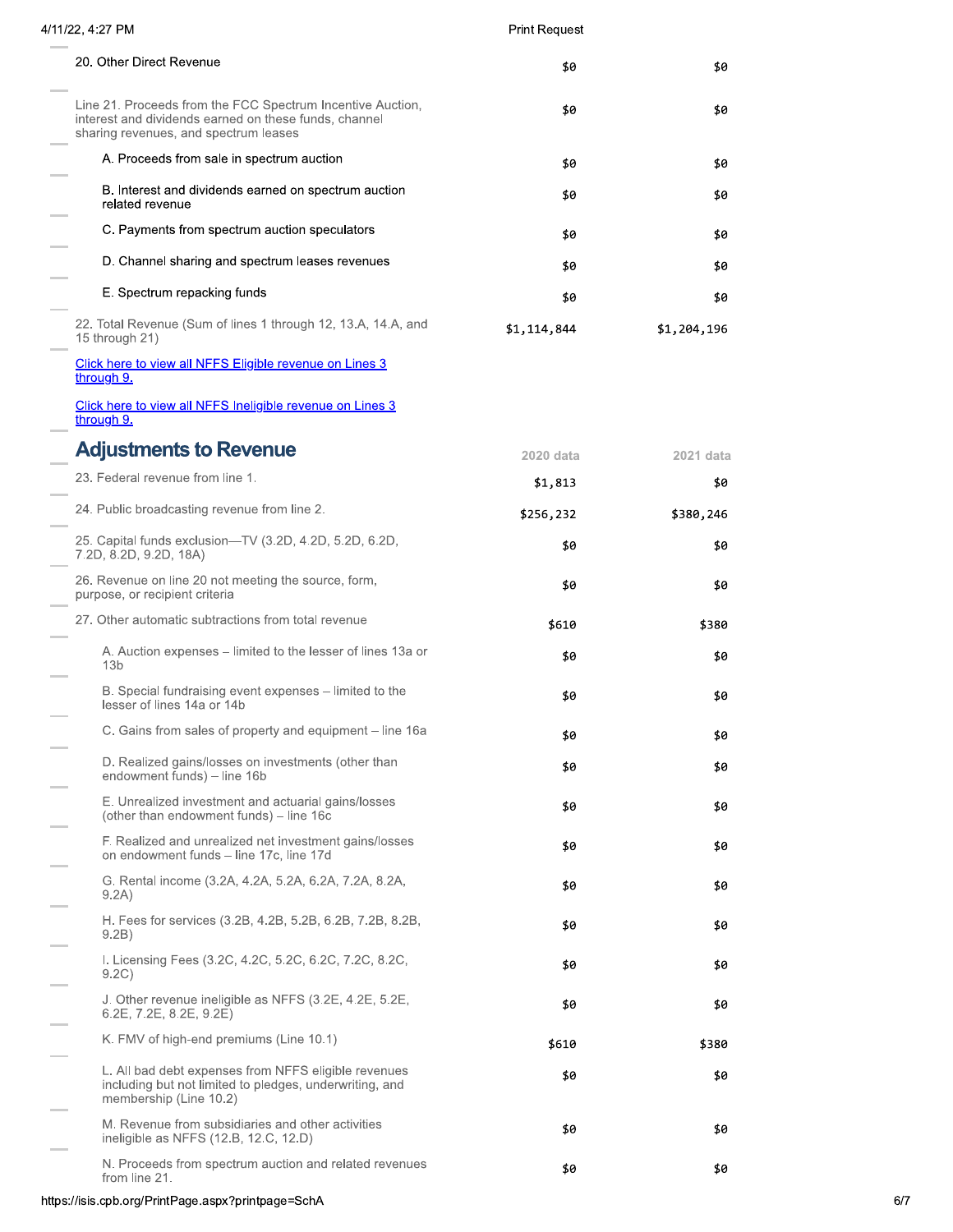| | | |
|---|---|---|
| 20. Other Direct Revenue | $0 | $0 |
| Line 21. Proceeds from the FCC Spectrum Incentive Auction, interest and dividends earned on these funds, channel sharing revenues, and spectrum leases | $0 | $0 |
| A. Proceeds from sale in spectrum auction | $0 | $0 |
| B. Interest and dividends earned on spectrum auction related revenue | $0 | $0 |
| C. Payments from spectrum auction speculators | $0 | $0 |
| D. Channel sharing and spectrum leases revenues | $0 | $0 |
| E. Spectrum repacking funds | $0 | $0 |
| 22. Total Revenue (Sum of lines 1 through 12, 13.A, 14.A, and 15 through 21) | $1,114,844 | $1,204,196 |

Click here to view all NFFS Eligible revenue on Lines 3 through 9.

Click here to view all NFFS Ineligible revenue on Lines 3 through 9.

## Adjustments to Revenue

| | 2020 data | 2021 data |
|---|---|---|
| 23. Federal revenue from line 1. | $1,813 | $0 |
| 24. Public broadcasting revenue from line 2. | $256,232 | $380,246 |
| 25. Capital funds exclusion—TV (3.2D, 4.2D, 5.2D, 6.2D, 7.2D, 8.2D, 9.2D, 18A) | $0 | $0 |
| 26. Revenue on line 20 not meeting the source, form, purpose, or recipient criteria | $0 | $0 |
| 27. Other automatic subtractions from total revenue | $610 | $380 |
| A. Auction expenses – limited to the lesser of lines 13a or 13b | $0 | $0 |
| B. Special fundraising event expenses – limited to the lesser of lines 14a or 14b | $0 | $0 |
| C. Gains from sales of property and equipment – line 16a | $0 | $0 |
| D. Realized gains/losses on investments (other than endowment funds) – line 16b | $0 | $0 |
| E. Unrealized investment and actuarial gains/losses (other than endowment funds) – line 16c | $0 | $0 |
| F. Realized and unrealized net investment gains/losses on endowment funds – line 17c, line 17d | $0 | $0 |
| G. Rental income (3.2A, 4.2A, 5.2A, 6.2A, 7.2A, 8.2A, 9.2A) | $0 | $0 |
| H. Fees for services (3.2B, 4.2B, 5.2B, 6.2B, 7.2B, 8.2B, 9.2B) | $0 | $0 |
| I. Licensing Fees (3.2C, 4.2C, 5.2C, 6.2C, 7.2C, 8.2C, 9.2C) | $0 | $0 |
| J. Other revenue ineligible as NFFS (3.2E, 4.2E, 5.2E, 6.2E, 7.2E, 8.2E, 9.2E) | $0 | $0 |
| K. FMV of high-end premiums (Line 10.1) | $610 | $380 |
| L. All bad debt expenses from NFFS eligible revenues including but not limited to pledges, underwriting, and membership (Line 10.2) | $0 | $0 |
| M. Revenue from subsidiaries and other activities ineligible as NFFS (12.B, 12.C, 12.D) | $0 | $0 |
| N. Proceeds from spectrum auction and related revenues from line 21. | $0 | $0 |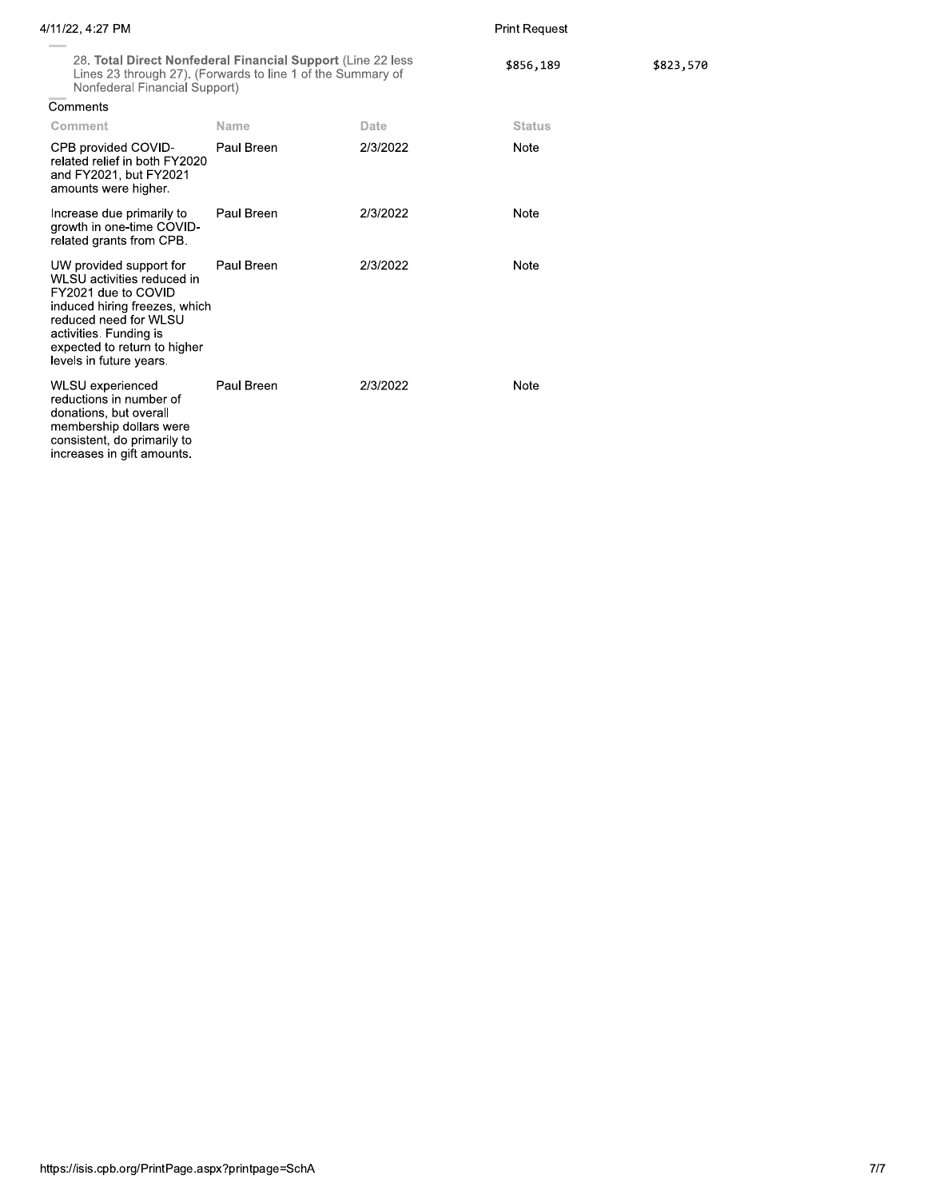| | | |
|---|---|---|
| 28. **Total Direct Nonfederal Financial Support** (Line 22 less Lines 23 through 27). (Forwards to line 1 of the Summary of Nonfederal Financial Support) | $856,189 | $823,570 |

Comments

| Comment | Name | Date | Status |
|---|---|---|---|
| CPB provided COVID-related relief in both FY2020 and FY2021, but FY2021 amounts were higher. | Paul Breen | 2/3/2022 | Note |
| Increase due primarily to growth in one-time COVID-related grants from CPB. | Paul Breen | 2/3/2022 | Note |
| UW provided support for WLSU activities reduced in FY2021 due to COVID induced hiring freezes, which reduced need for WLSU activities. Funding is expected to return to higher levels in future years. | Paul Breen | 2/3/2022 | Note |
| WLSU experienced reductions in number of donations, but overall membership dollars were consistent, do primarily to increases in gift amounts. | Paul Breen | 2/3/2022 | Note |